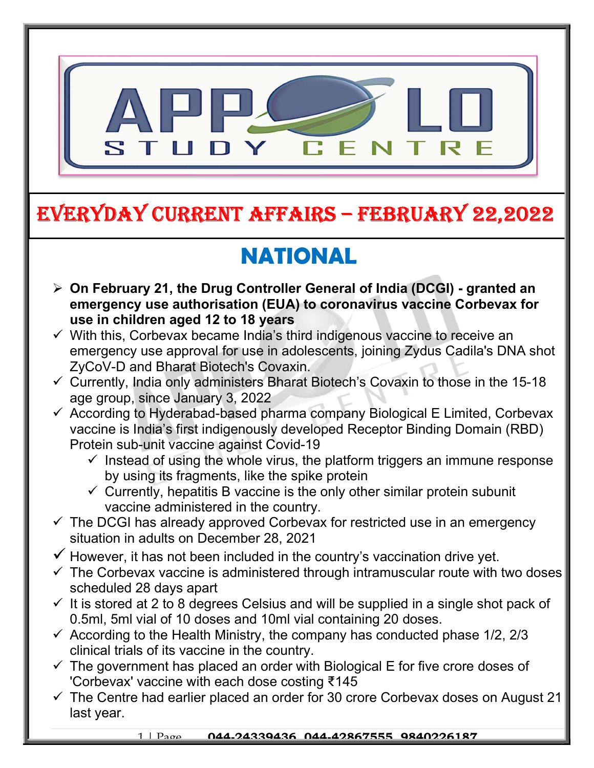# EVERYDAY CURRENT AFFAIRS – FEBRUARY 22,2022

## NATIONAL

- **On February 21, the Drug Controller General of India (DCGI) - granted an emergency use authorisation (EUA) to coronavirus vaccine Corbevax for use in children aged 12 to 18 years**
  - ✓ With this, Corbevax became India's third indigenous vaccine to receive an emergency use approval for use in adolescents, joining Zydus Cadila's DNA shot ZyCoV-D and Bharat Biotech's Covaxin.
  - ✓ Currently, India only administers Bharat Biotech's Covaxin to those in the 15-18 age group, since January 3, 2022
  - ✓ According to Hyderabad-based pharma company Biological E Limited, Corbevax vaccine is India's first indigenously developed Receptor Binding Domain (RBD) Protein sub-unit vaccine against Covid-19
    - ✓ Instead of using the whole virus, the platform triggers an immune response by using its fragments, like the spike protein
    - ✓ Currently, hepatitis B vaccine is the only other similar protein subunit vaccine administered in the country.
  - ✓ The DCGI has already approved Corbevax for restricted use in an emergency situation in adults on December 28, 2021
  - ✓ However, it has not been included in the country's vaccination drive yet.
  - ✓ The Corbevax vaccine is administered through intramuscular route with two doses scheduled 28 days apart
  - ✓ It is stored at 2 to 8 degrees Celsius and will be supplied in a single shot pack of 0.5ml, 5ml vial of 10 doses and 10ml vial containing 20 doses.
  - ✓ According to the Health Ministry, the company has conducted phase 1/2, 2/3 clinical trials of its vaccine in the country.
  - ✓ The government has placed an order with Biological E for five crore doses of 'Corbevax' vaccine with each dose costing ₹145
  - ✓ The Centre had earlier placed an order for 30 crore Corbevax doses on August 21 last year.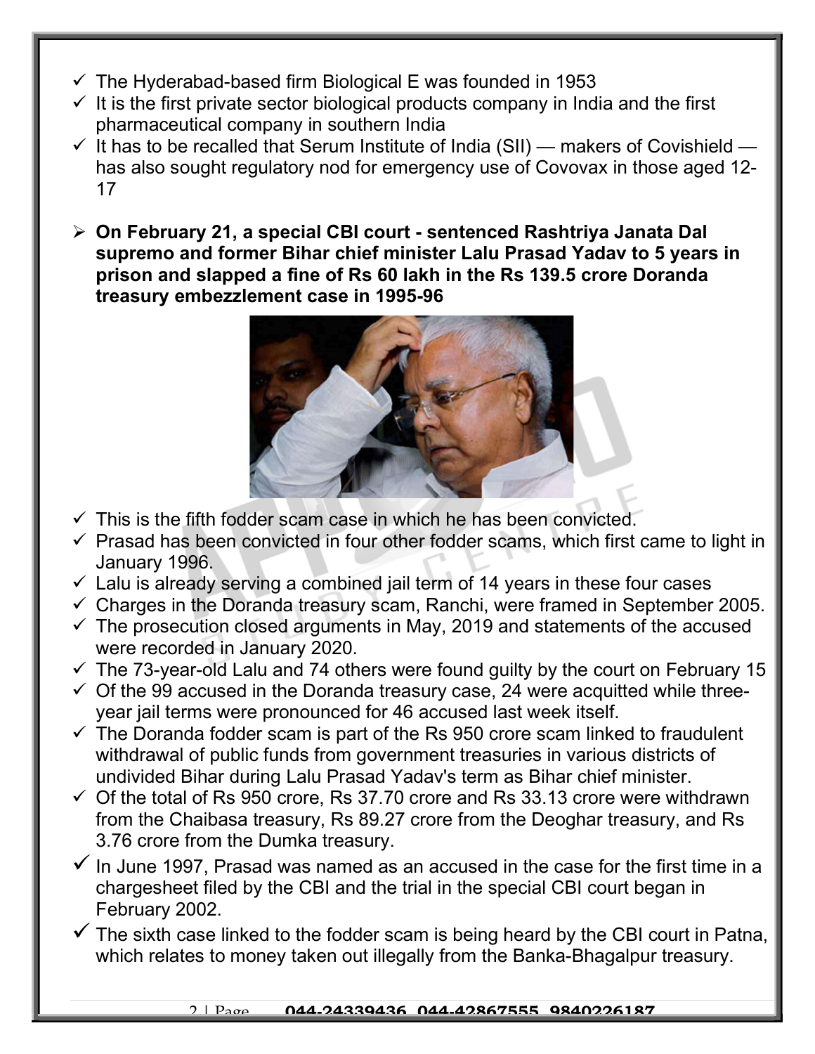- ✓ The Hyderabad-based firm Biological E was founded in 1953
- ✓ It is the first private sector biological products company in India and the first pharmaceutical company in southern India
- ✓ It has to be recalled that Serum Institute of India (SII) — makers of Covishield — has also sought regulatory nod for emergency use of Covovax in those aged 12-17

- **On February 21, a special CBI court - sentenced Rashtriya Janata Dal supremo and former Bihar chief minister Lalu Prasad Yadav to 5 years in prison and slapped a fine of Rs 60 lakh in the Rs 139.5 crore Doranda treasury embezzlement case in 1995-96**

- ✓ This is the fifth fodder scam case in which he has been convicted.
- ✓ Prasad has been convicted in four other fodder scams, which first came to light in January 1996.
- ✓ Lalu is already serving a combined jail term of 14 years in these four cases
- ✓ Charges in the Doranda treasury scam, Ranchi, were framed in September 2005.
- ✓ The prosecution closed arguments in May, 2019 and statements of the accused were recorded in January 2020.
- ✓ The 73-year-old Lalu and 74 others were found guilty by the court on February 15
- ✓ Of the 99 accused in the Doranda treasury case, 24 were acquitted while three-year jail terms were pronounced for 46 accused last week itself.
- ✓ The Doranda fodder scam is part of the Rs 950 crore scam linked to fraudulent withdrawal of public funds from government treasuries in various districts of undivided Bihar during Lalu Prasad Yadav's term as Bihar chief minister.
- ✓ Of the total of Rs 950 crore, Rs 37.70 crore and Rs 33.13 crore were withdrawn from the Chaibasa treasury, Rs 89.27 crore from the Deoghar treasury, and Rs 3.76 crore from the Dumka treasury.
- ✓ In June 1997, Prasad was named as an accused in the case for the first time in a chargesheet filed by the CBI and the trial in the special CBI court began in February 2002.
- ✓ The sixth case linked to the fodder scam is being heard by the CBI court in Patna, which relates to money taken out illegally from the Banka-Bhagalpur treasury.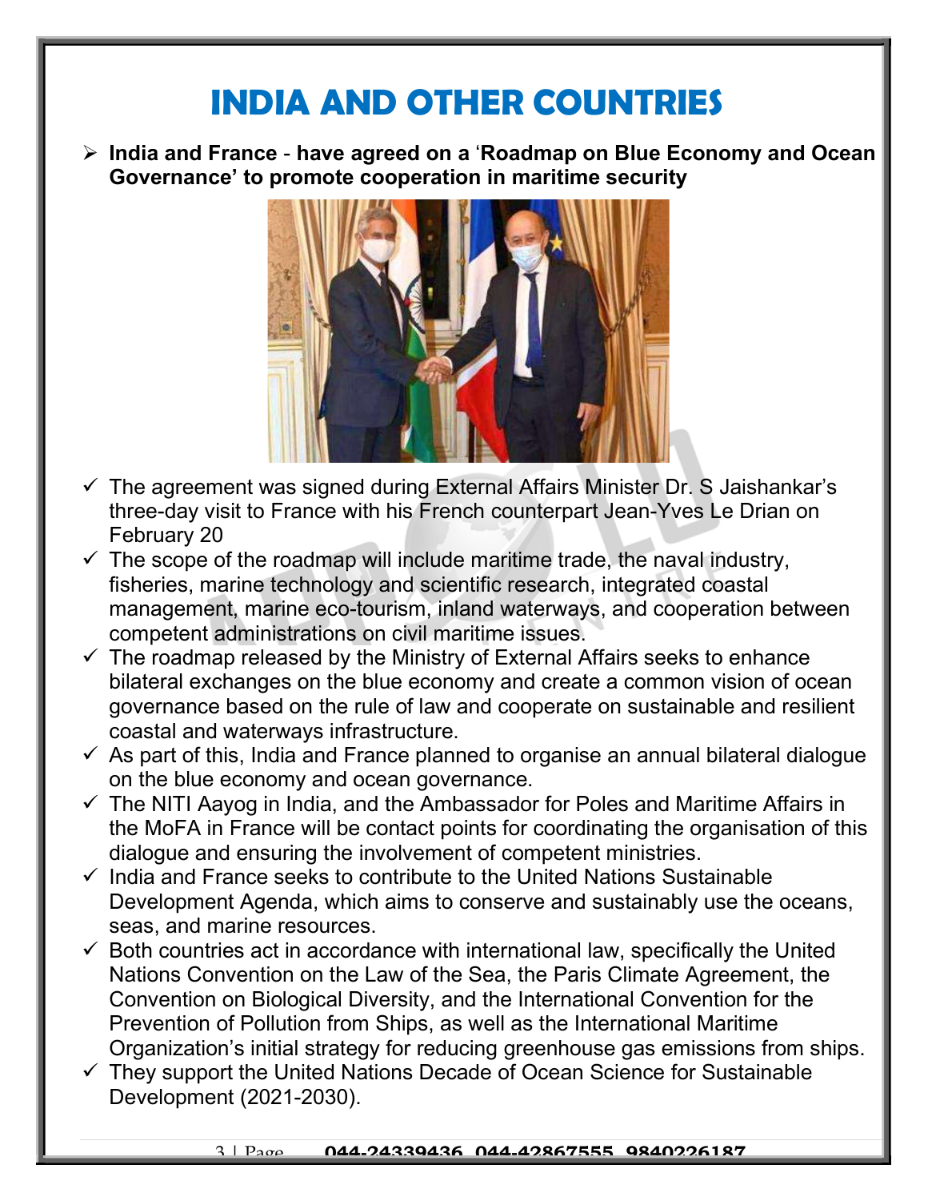# INDIA AND OTHER COUNTRIES

- **India and France - have agreed on a 'Roadmap on Blue Economy and Ocean Governance' to promote cooperation in maritime security**

  - ✓ The agreement was signed during External Affairs Minister Dr. S Jaishankar's three-day visit to France with his French counterpart Jean-Yves Le Drian on February 20
  - ✓ The scope of the roadmap will include maritime trade, the naval industry, fisheries, marine technology and scientific research, integrated coastal management, marine eco-tourism, inland waterways, and cooperation between competent administrations on civil maritime issues.
  - ✓ The roadmap released by the Ministry of External Affairs seeks to enhance bilateral exchanges on the blue economy and create a common vision of ocean governance based on the rule of law and cooperate on sustainable and resilient coastal and waterways infrastructure.
  - ✓ As part of this, India and France planned to organise an annual bilateral dialogue on the blue economy and ocean governance.
  - ✓ The NITI Aayog in India, and the Ambassador for Poles and Maritime Affairs in the MoFA in France will be contact points for coordinating the organisation of this dialogue and ensuring the involvement of competent ministries.
  - ✓ India and France seeks to contribute to the United Nations Sustainable Development Agenda, which aims to conserve and sustainably use the oceans, seas, and marine resources.
  - ✓ Both countries act in accordance with international law, specifically the United Nations Convention on the Law of the Sea, the Paris Climate Agreement, the Convention on Biological Diversity, and the International Convention for the Prevention of Pollution from Ships, as well as the International Maritime Organization's initial strategy for reducing greenhouse gas emissions from ships.
  - ✓ They support the United Nations Decade of Ocean Science for Sustainable Development (2021-2030).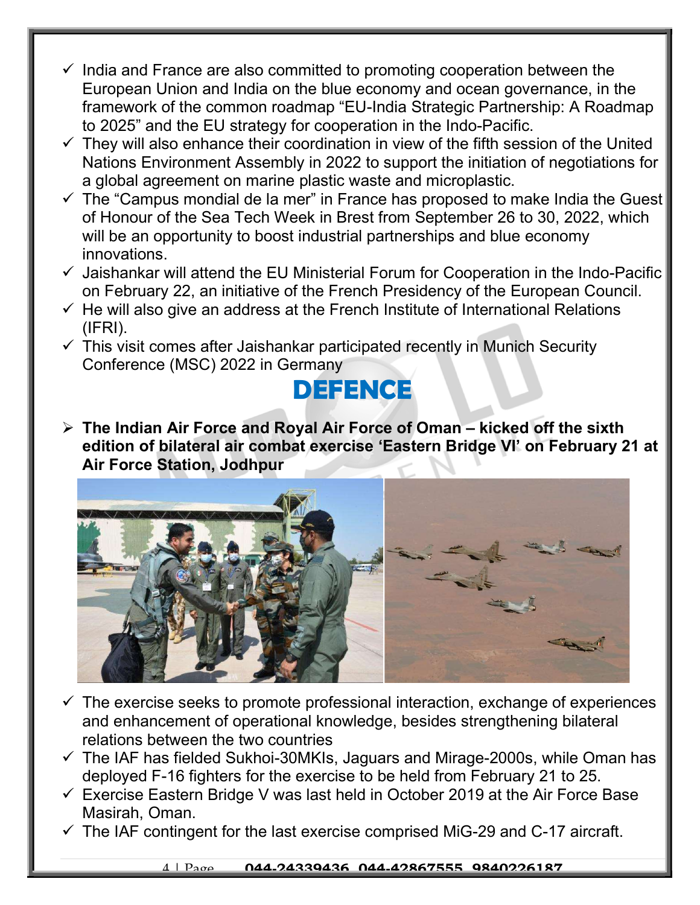- ✓ India and France are also committed to promoting cooperation between the European Union and India on the blue economy and ocean governance, in the framework of the common roadmap "EU-India Strategic Partnership: A Roadmap to 2025" and the EU strategy for cooperation in the Indo-Pacific.
- ✓ They will also enhance their coordination in view of the fifth session of the United Nations Environment Assembly in 2022 to support the initiation of negotiations for a global agreement on marine plastic waste and microplastic.
- ✓ The "Campus mondial de la mer" in France has proposed to make India the Guest of Honour of the Sea Tech Week in Brest from September 26 to 30, 2022, which will be an opportunity to boost industrial partnerships and blue economy innovations.
- ✓ Jaishankar will attend the EU Ministerial Forum for Cooperation in the Indo-Pacific on February 22, an initiative of the French Presidency of the European Council.
- ✓ He will also give an address at the French Institute of International Relations (IFRI).
- ✓ This visit comes after Jaishankar participated recently in Munich Security Conference (MSC) 2022 in Germany

# DEFENCE

- **The Indian Air Force and Royal Air Force of Oman – kicked off the sixth edition of bilateral air combat exercise 'Eastern Bridge VI' on February 21 at Air Force Station, Jodhpur**

- ✓ The exercise seeks to promote professional interaction, exchange of experiences and enhancement of operational knowledge, besides strengthening bilateral relations between the two countries
- ✓ The IAF has fielded Sukhoi-30MKIs, Jaguars and Mirage-2000s, while Oman has deployed F-16 fighters for the exercise to be held from February 21 to 25.
- ✓ Exercise Eastern Bridge V was last held in October 2019 at the Air Force Base Masirah, Oman.
- ✓ The IAF contingent for the last exercise comprised MiG-29 and C-17 aircraft.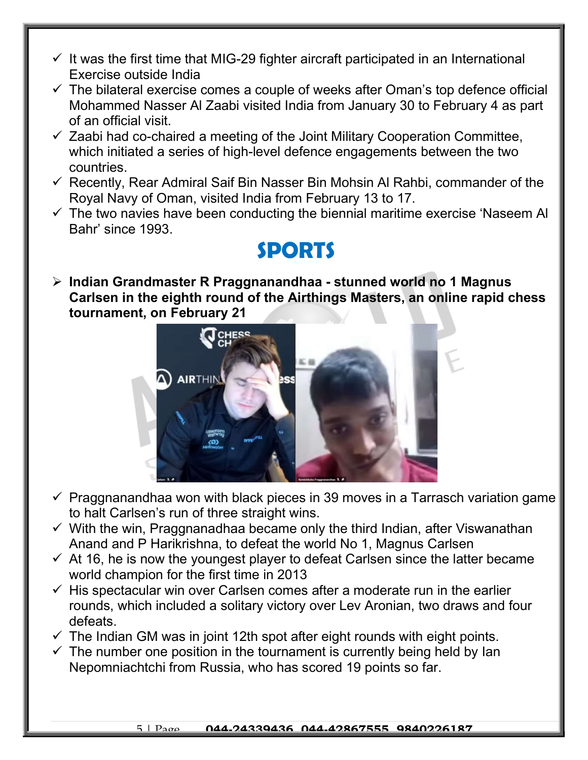- It was the first time that MIG-29 fighter aircraft participated in an International Exercise outside India
- The bilateral exercise comes a couple of weeks after Oman's top defence official Mohammed Nasser Al Zaabi visited India from January 30 to February 4 as part of an official visit.
- Zaabi had co-chaired a meeting of the Joint Military Cooperation Committee, which initiated a series of high-level defence engagements between the two countries.
- Recently, Rear Admiral Saif Bin Nasser Bin Mohsin Al Rahbi, commander of the Royal Navy of Oman, visited India from February 13 to 17.
- The two navies have been conducting the biennial maritime exercise 'Naseem Al Bahr' since 1993.

# SPORTS

- **Indian Grandmaster R Praggnanandhaa - stunned world no 1 Magnus Carlsen in the eighth round of the Airthings Masters, an online rapid chess tournament, on February 21**

- Praggnanandhaa won with black pieces in 39 moves in a Tarrasch variation game to halt Carlsen's run of three straight wins.
- With the win, Praggnanadhaa became only the third Indian, after Viswanathan Anand and P Harikrishna, to defeat the world No 1, Magnus Carlsen
- At 16, he is now the youngest player to defeat Carlsen since the latter became world champion for the first time in 2013
- His spectacular win over Carlsen comes after a moderate run in the earlier rounds, which included a solitary victory over Lev Aronian, two draws and four defeats.
- The Indian GM was in joint 12th spot after eight rounds with eight points.
- The number one position in the tournament is currently being held by Ian Nepomniachtchi from Russia, who has scored 19 points so far.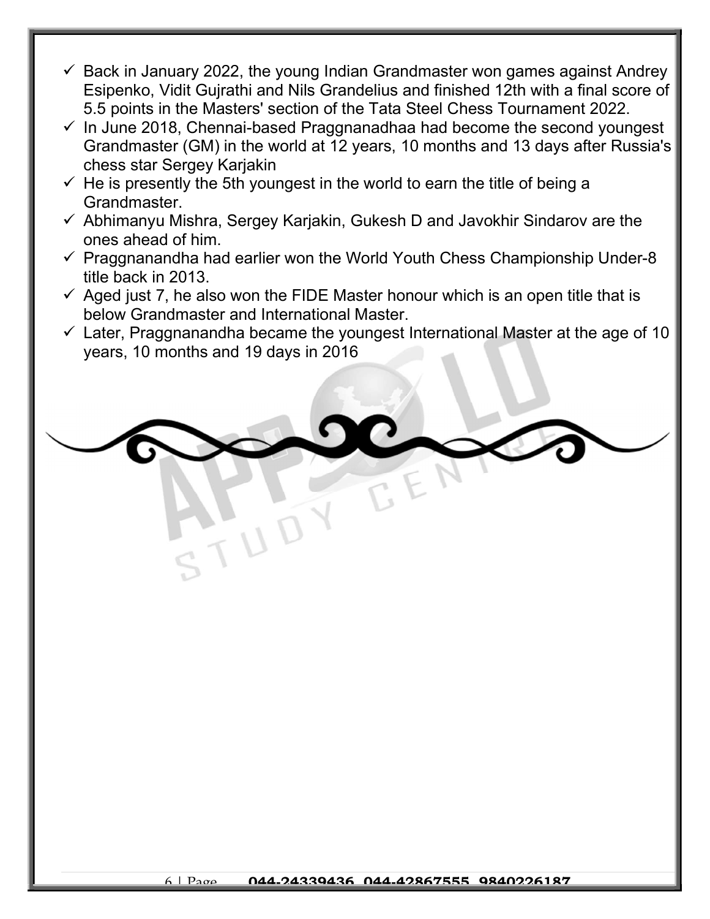- ✓ Back in January 2022, the young Indian Grandmaster won games against Andrey Esipenko, Vidit Gujrathi and Nils Grandelius and finished 12th with a final score of 5.5 points in the Masters' section of the Tata Steel Chess Tournament 2022.
- ✓ In June 2018, Chennai-based Praggnanadhaa had become the second youngest Grandmaster (GM) in the world at 12 years, 10 months and 13 days after Russia's chess star Sergey Karjakin
- ✓ He is presently the 5th youngest in the world to earn the title of being a Grandmaster.
- ✓ Abhimanyu Mishra, Sergey Karjakin, Gukesh D and Javokhir Sindarov are the ones ahead of him.
- ✓ Praggnanandha had earlier won the World Youth Chess Championship Under-8 title back in 2013.
- ✓ Aged just 7, he also won the FIDE Master honour which is an open title that is below Grandmaster and International Master.
- ✓ Later, Praggnanandha became the youngest International Master at the age of 10 years, 10 months and 19 days in 2016